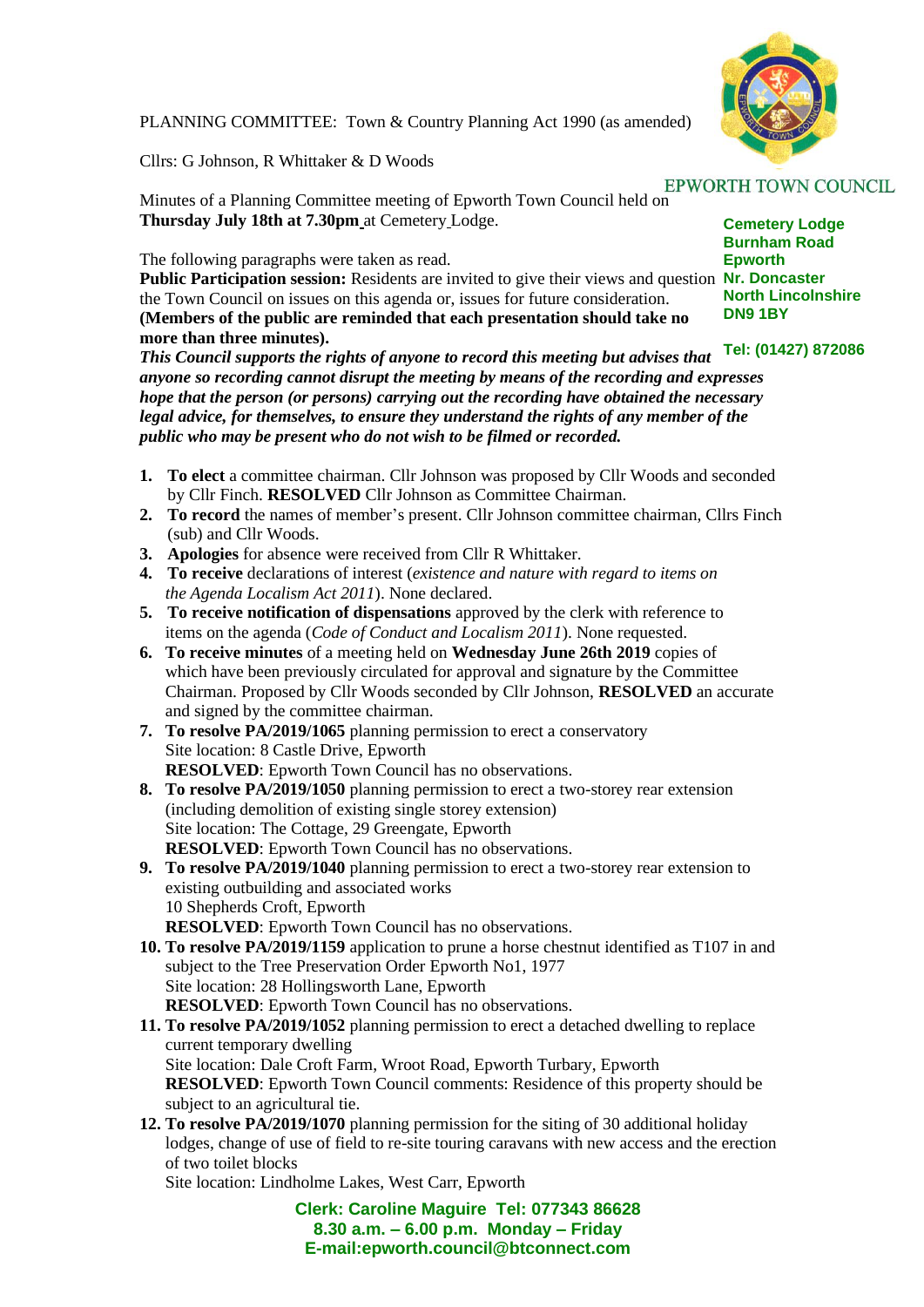PLANNING COMMITTEE: Town & Country Planning Act 1990 (as amended)

Cllrs: G Johnson, R Whittaker & D Woods

**EPWORTH TOWN COUNCIL**

**Cemetery Lodge**
**Burnham Road**
**Epworth**
**Nr. Doncaster**
**North Lincolnshire**
**DN9 1BY**

**Tel: (01427) 872086**

Minutes of a Planning Committee meeting of Epworth Town Council held on **Thursday July 18th at 7.30pm** at Cemetery Lodge.

The following paragraphs were taken as read.

**Public Participation session:** Residents are invited to give their views and question the Town Council on issues on this agenda or, issues for future consideration. **(Members of the public are reminded that each presentation should take no more than three minutes).**

***This Council supports the rights of anyone to record this meeting but advises that anyone so recording cannot disrupt the meeting by means of the recording and expresses hope that the person (or persons) carrying out the recording have obtained the necessary legal advice, for themselves, to ensure they understand the rights of any member of the public who may be present who do not wish to be filmed or recorded.***

1. **To elect** a committee chairman. Cllr Johnson was proposed by Cllr Woods and seconded by Cllr Finch. **RESOLVED** Cllr Johnson as Committee Chairman.
2. **To record** the names of member's present. Cllr Johnson committee chairman, Cllrs Finch (sub) and Cllr Woods.
3. **Apologies** for absence were received from Cllr R Whittaker.
4. **To receive** declarations of interest (*existence and nature with regard to items on the Agenda Localism Act 2011*). None declared.
5. **To receive notification of dispensations** approved by the clerk with reference to items on the agenda (*Code of Conduct and Localism 2011*). None requested.
6. **To receive minutes** of a meeting held on **Wednesday June 26th 2019** copies of which have been previously circulated for approval and signature by the Committee Chairman. Proposed by Cllr Woods seconded by Cllr Johnson, **RESOLVED** an accurate and signed by the committee chairman.
7. **To resolve PA/2019/1065** planning permission to erect a conservatory
   Site location: 8 Castle Drive, Epworth
   **RESOLVED**: Epworth Town Council has no observations.
8. **To resolve PA/2019/1050** planning permission to erect a two-storey rear extension (including demolition of existing single storey extension)
   Site location: The Cottage, 29 Greengate, Epworth
   **RESOLVED**: Epworth Town Council has no observations.
9. **To resolve PA/2019/1040** planning permission to erect a two-storey rear extension to existing outbuilding and associated works
   10 Shepherds Croft, Epworth
   **RESOLVED**: Epworth Town Council has no observations.
10. **To resolve PA/2019/1159** application to prune a horse chestnut identified as T107 in and subject to the Tree Preservation Order Epworth No1, 1977
    Site location: 28 Hollingsworth Lane, Epworth
    **RESOLVED**: Epworth Town Council has no observations.
11. **To resolve PA/2019/1052** planning permission to erect a detached dwelling to replace current temporary dwelling
    Site location: Dale Croft Farm, Wroot Road, Epworth Turbary, Epworth
    **RESOLVED**: Epworth Town Council comments: Residence of this property should be subject to an agricultural tie.
12. **To resolve PA/2019/1070** planning permission for the siting of 30 additional holiday lodges, change of use of field to re-site touring caravans with new access and the erection of two toilet blocks
    Site location: Lindholme Lakes, West Carr, Epworth

**Clerk: Caroline Maguire Tel: 077343 86628**
**8.30 a.m. – 6.00 p.m. Monday – Friday**
**E-mail:epworth.council@btconnect.com**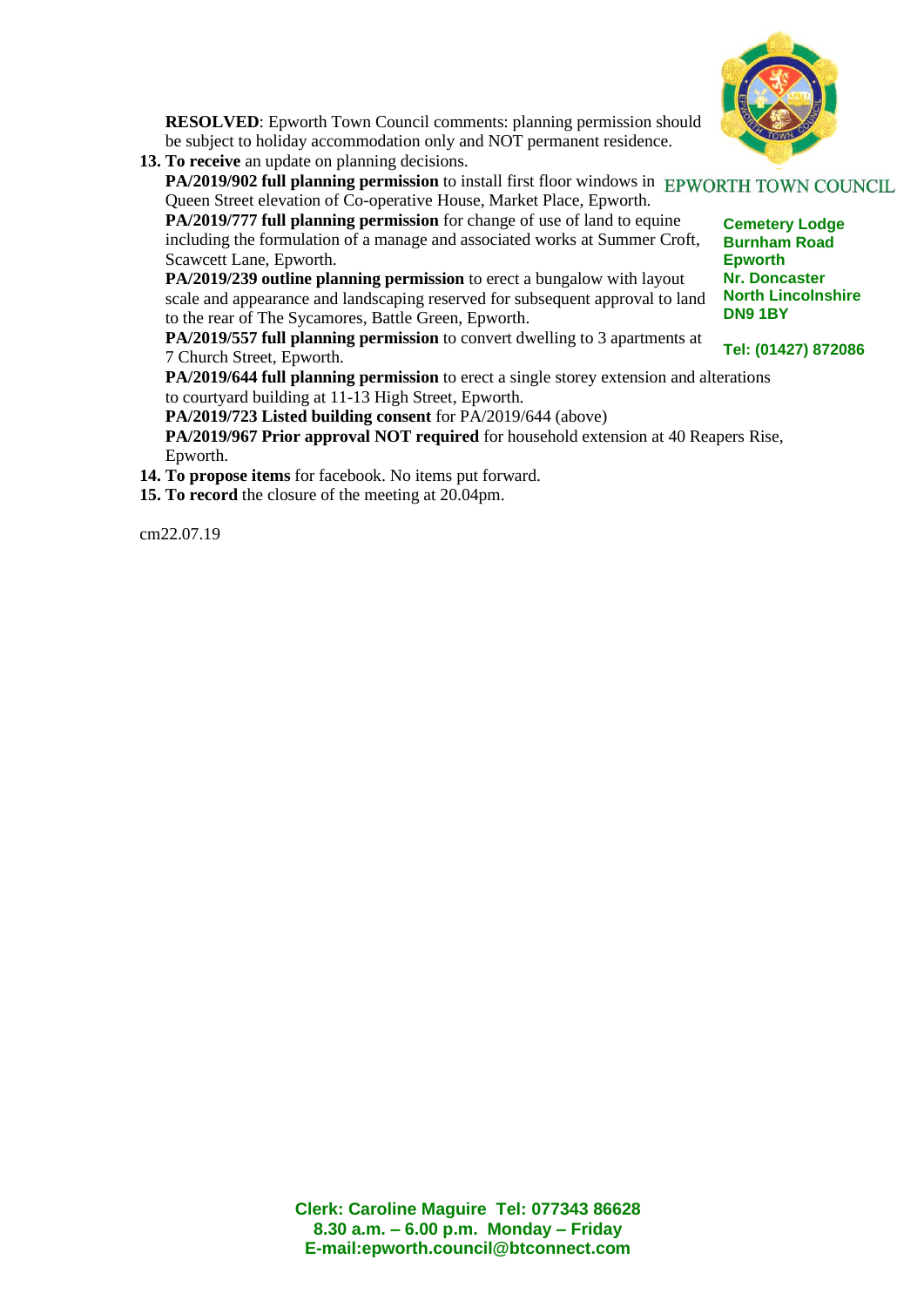**RESOLVED**: Epworth Town Council comments: planning permission should be subject to holiday accommodation only and NOT permanent residence.

13. **To receive** an update on planning decisions.

    **PA/2019/902 full planning permission** to install first floor windows in Queen Street elevation of Co-operative House, Market Place, Epworth.

    **PA/2019/777 full planning permission** for change of use of land to equine including the formulation of a manage and associated works at Summer Croft, Scawcett Lane, Epworth.

    **PA/2019/239 outline planning permission** to erect a bungalow with layout scale and appearance and landscaping reserved for subsequent approval to land to the rear of The Sycamores, Battle Green, Epworth.

    **PA/2019/557 full planning permission** to convert dwelling to 3 apartments at 7 Church Street, Epworth.

    **PA/2019/644 full planning permission** to erect a single storey extension and alterations to courtyard building at 11-13 High Street, Epworth.

    **PA/2019/723 Listed building consent** for PA/2019/644 (above)

    **PA/2019/967 Prior approval NOT required** for household extension at 40 Reapers Rise, Epworth.

14. **To propose items** for facebook. No items put forward.
15. **To record** the closure of the meeting at 20.04pm.

cm22.07.19

EPWORTH TOWN COUNCIL

**Cemetery Lodge**
**Burnham Road**
**Epworth**
**Nr. Doncaster**
**North Lincolnshire**
**DN9 1BY**

**Tel: (01427) 872086**

**Clerk: Caroline Maguire Tel: 077343 86628**
**8.30 a.m. – 6.00 p.m. Monday – Friday**
**E-mail:epworth.council@btconnect.com**